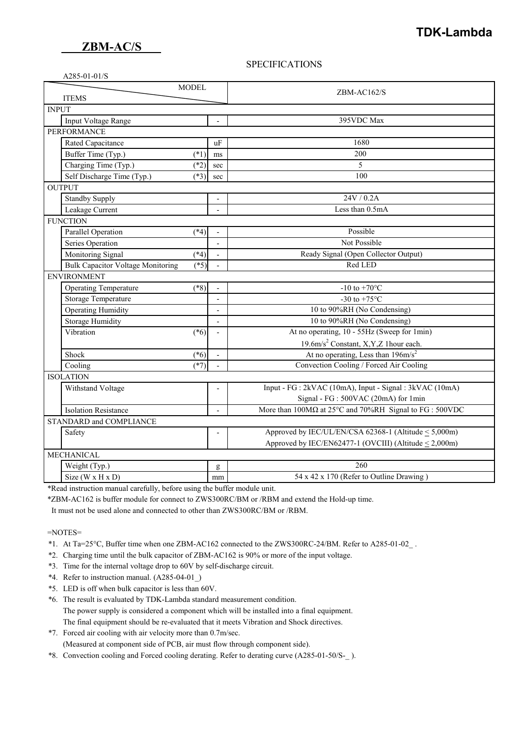# ZBM-AC/S

**TDK-Lambda**

SPECIFICATIONS

A285-01-01/S

| ITEMS | | MODEL | ZBM-AC162/S |
|---|---|---|---|
| **INPUT** | | | |
| Input Voltage Range | | - | 395VDC Max |
| **PERFORMANCE** | | | |
| Rated Capacitance | | uF | 1680 |
| Buffer Time (Typ.) | (*1) | ms | 200 |
| Charging Time (Typ.) | (*2) | sec | 5 |
| Self Discharge Time (Typ.) | (*3) | sec | 100 |
| **OUTPUT** | | | |
| Standby Supply | | - | 24V / 0.2A |
| Leakage Current | | - | Less than 0.5mA |
| **FUNCTION** | | | |
| Parallel Operation | (*4) | - | Possible |
| Series Operation | | - | Not Possible |
| Monitoring Signal | (*4) | - | Ready Signal (Open Collector Output) |
| Bulk Capacitor Voltage Monitoring | (*5) | - | Red LED |
| **ENVIRONMENT** | | | |
| Operating Temperature | (*8) | - | -10 to +70°C |
| Storage Temperature | | - | -30 to +75°C |
| Operating Humidity | | - | 10 to 90%RH (No Condensing) |
| Storage Humidity | | - | 10 to 90%RH (No Condensing) |
| Vibration | (*6) | - | At no operating, 10 - 55Hz (Sweep for 1min) 19.6m/s² Constant, X,Y,Z 1hour each. |
| Shock | (*6) | - | At no operating, Less than 196m/s² |
| Cooling | (*7) | - | Convection Cooling / Forced Air Cooling |
| **ISOLATION** | | | |
| Withstand Voltage | | - | Input - FG : 2kVAC (10mA), Input - Signal : 3kVAC (10mA) Signal - FG : 500VAC (20mA) for 1min |
| Isolation Resistance | | - | More than 100MΩ at 25°C and 70%RH Signal to FG : 500VDC |
| **STANDARD and COMPLIANCE** | | | |
| Safety | | - | Approved by IEC/UL/EN/CSA 62368-1 (Altitude ≤ 5,000m) Approved by IEC/EN62477-1 (OVCIII) (Altitude ≤ 2,000m) |
| **MECHANICAL** | | | |
| Weight (Typ.) | | g | 260 |
| Size (W x H x D) | | mm | 54 x 42 x 170 (Refer to Outline Drawing ) |

*Read instruction manual carefully, before using the buffer module unit.

*ZBM-AC162 is buffer module for connect to ZWS300RC/BM or /RBM and extend the Hold-up time.
It must not be used alone and connected to other than ZWS300RC/BM or /RBM.

=NOTES=

*1. At Ta=25°C, Buffer time when one ZBM-AC162 connected to the ZWS300RC-24/BM. Refer to A285-01-02_ .

*2. Charging time until the bulk capacitor of ZBM-AC162 is 90% or more of the input voltage.

*3. Time for the internal voltage drop to 60V by self-discharge circuit.

*4. Refer to instruction manual. (A285-04-01_)

*5. LED is off when bulk capacitor is less than 60V.

*6. The result is evaluated by TDK-Lambda standard measurement condition.
The power supply is considered a component which will be installed into a final equipment.
The final equipment should be re-evaluated that it meets Vibration and Shock directives.

*7. Forced air cooling with air velocity more than 0.7m/sec.
(Measured at component side of PCB, air must flow through component side).

*8. Convection cooling and Forced cooling derating. Refer to derating curve (A285-01-50/S-_ ).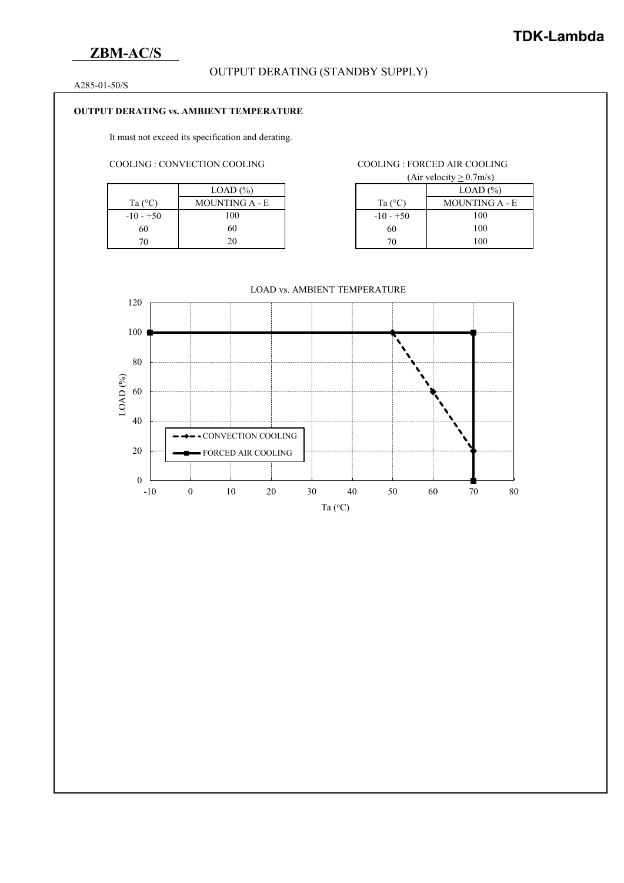# ZBM-AC/S

OUTPUT DERATING (STANDBY SUPPLY)

A285-01-50/S

**OUTPUT DERATING vs. AMBIENT TEMPERATURE**

It must not exceed its specification and derating.

COOLING : CONVECTION COOLING

| | LOAD (%) |
|---|---|
| Ta (°C) | MOUNTING A - E |
| -10 - +50 | 100 |
| 60 | 60 |
| 70 | 20 |

COOLING : FORCED AIR COOLING
(Air velocity ≥ 0.7m/s)

| | LOAD (%) |
|---|---|
| Ta (°C) | MOUNTING A - E |
| -10 - +50 | 100 |
| 60 | 100 |
| 70 | 100 |

LOAD vs. AMBIENT TEMPERATURE

LOAD (%)

120
100
80
60
40
20
0

-10 0 10 20 30 40 50 60 70 80

Ta (°C)

CONVECTION COOLING
FORCED AIR COOLING